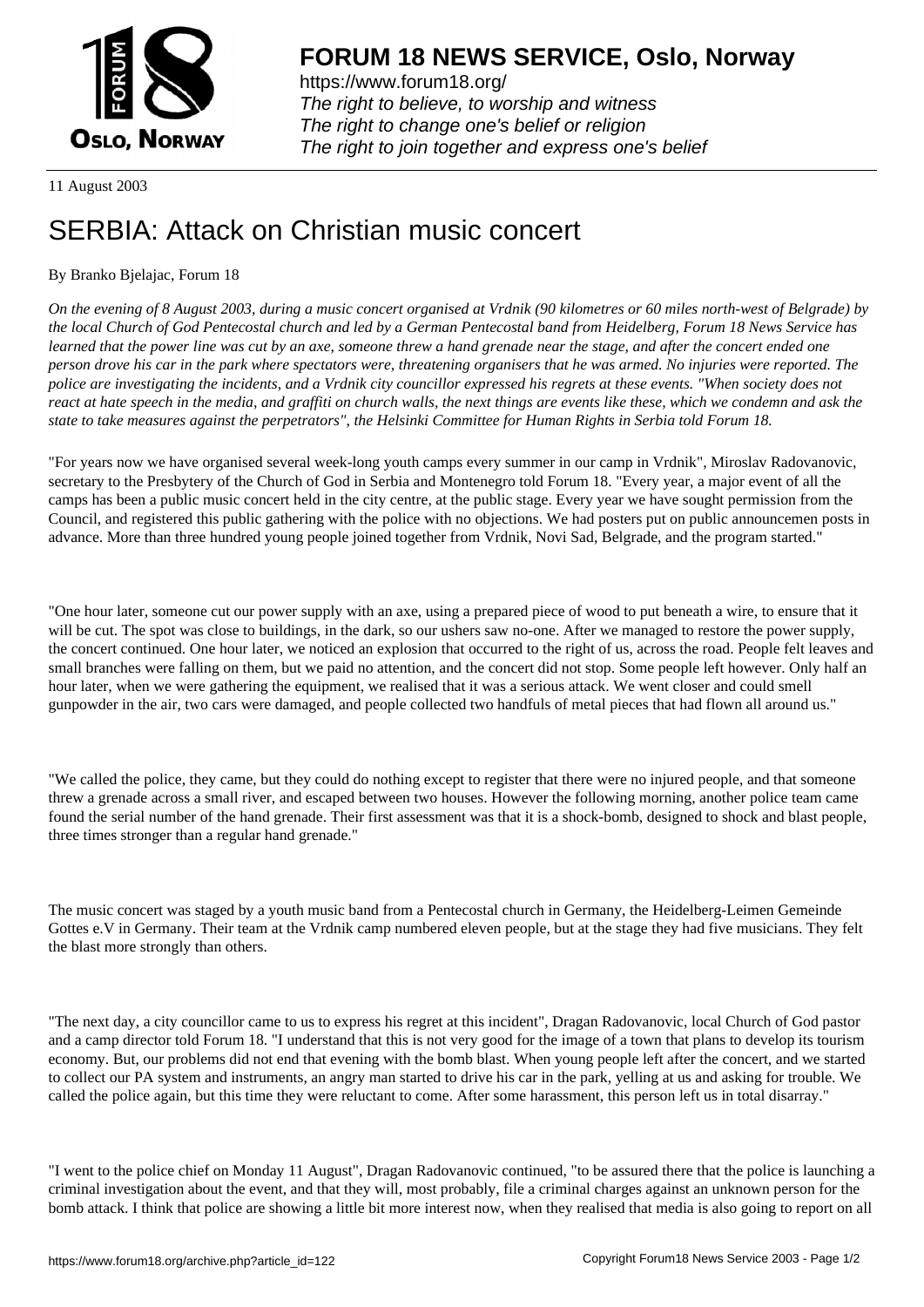# FORUM 18 NEWS SERVICE, Oslo, Norway

https://www.forum18.org/
*The right to believe, to worship and witness*
*The right to change one's belief or religion*
*The right to join together and express one's belief*

11 August 2003

## SERBIA: Attack on Christian music concert

By Branko Bjelajac, Forum 18

*On the evening of 8 August 2003, during a music concert organised at Vrdnik (90 kilometres or 60 miles north-west of Belgrade) by the local Church of God Pentecostal church and led by a German Pentecostal band from Heidelberg, Forum 18 News Service has learned that the power line was cut by an axe, someone threw a hand grenade near the stage, and after the concert ended one person drove his car in the park where spectators were, threatening organisers that he was armed. No injuries were reported. The police are investigating the incidents, and a Vrdnik city councillor expressed his regrets at these events. "When society does not react at hate speech in the media, and graffiti on church walls, the next things are events like these, which we condemn and ask the state to take measures against the perpetrators", the Helsinki Committee for Human Rights in Serbia told Forum 18.*

"For years now we have organised several week-long youth camps every summer in our camp in Vrdnik", Miroslav Radovanovic, secretary to the Presbytery of the Church of God in Serbia and Montenegro told Forum 18. "Every year, a major event of all the camps has been a public music concert held in the city centre, at the public stage. Every year we have sought permission from the Council, and registered this public gathering with the police with no objections. We had posters put on public announcemen posts in advance. More than three hundred young people joined together from Vrdnik, Novi Sad, Belgrade, and the program started."

"One hour later, someone cut our power supply with an axe, using a prepared piece of wood to put beneath a wire, to ensure that it will be cut. The spot was close to buildings, in the dark, so our ushers saw no-one. After we managed to restore the power supply, the concert continued. One hour later, we noticed an explosion that occurred to the right of us, across the road. People felt leaves and small branches were falling on them, but we paid no attention, and the concert did not stop. Some people left however. Only half an hour later, when we were gathering the equipment, we realised that it was a serious attack. We went closer and could smell gunpowder in the air, two cars were damaged, and people collected two handfuls of metal pieces that had flown all around us."

"We called the police, they came, but they could do nothing except to register that there were no injured people, and that someone threw a grenade across a small river, and escaped between two houses. However the following morning, another police team came found the serial number of the hand grenade. Their first assessment was that it is a shock-bomb, designed to shock and blast people, three times stronger than a regular hand grenade."

The music concert was staged by a youth music band from a Pentecostal church in Germany, the Heidelberg-Leimen Gemeinde Gottes e.V in Germany. Their team at the Vrdnik camp numbered eleven people, but at the stage they had five musicians. They felt the blast more strongly than others.

"The next day, a city councillor came to us to express his regret at this incident", Dragan Radovanovic, local Church of God pastor and a camp director told Forum 18. "I understand that this is not very good for the image of a town that plans to develop its tourism economy. But, our problems did not end that evening with the bomb blast. When young people left after the concert, and we started to collect our PA system and instruments, an angry man started to drive his car in the park, yelling at us and asking for trouble. We called the police again, but this time they were reluctant to come. After some harassment, this person left us in total disarray."

"I went to the police chief on Monday 11 August", Dragan Radovanovic continued, "to be assured there that the police is launching a criminal investigation about the event, and that they will, most probably, file a criminal charges against an unknown person for the bomb attack. I think that police are showing a little bit more interest now, when they realised that media is also going to report on all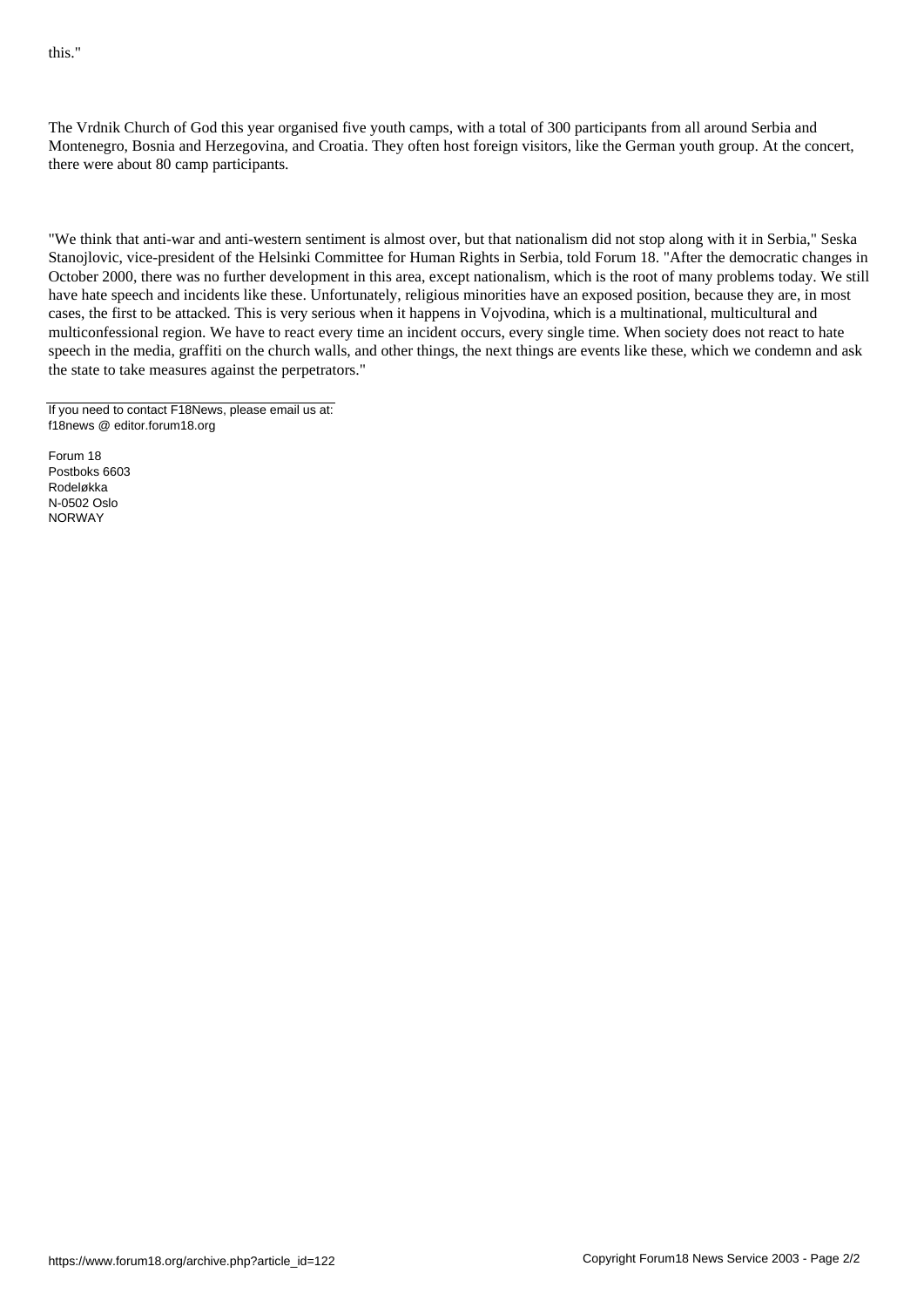this."

The Vrdnik Church of God this year organised five youth camps, with a total of 300 participants from all around Serbia and Montenegro, Bosnia and Herzegovina, and Croatia. They often host foreign visitors, like the German youth group. At the concert, there were about 80 camp participants.

"We think that anti-war and anti-western sentiment is almost over, but that nationalism did not stop along with it in Serbia," Seska Stanojlovic, vice-president of the Helsinki Committee for Human Rights in Serbia, told Forum 18. "After the democratic changes in October 2000, there was no further development in this area, except nationalism, which is the root of many problems today. We still have hate speech and incidents like these. Unfortunately, religious minorities have an exposed position, because they are, in most cases, the first to be attacked. This is very serious when it happens in Vojvodina, which is a multinational, multicultural and multiconfessional region. We have to react every time an incident occurs, every single time. When society does not react to hate speech in the media, graffiti on the church walls, and other things, the next things are events like these, which we condemn and ask the state to take measures against the perpetrators."

If you need to contact F18News, please email us at:
f18news @ editor.forum18.org

Forum 18
Postboks 6603
Rodeløkka
N-0502 Oslo
NORWAY